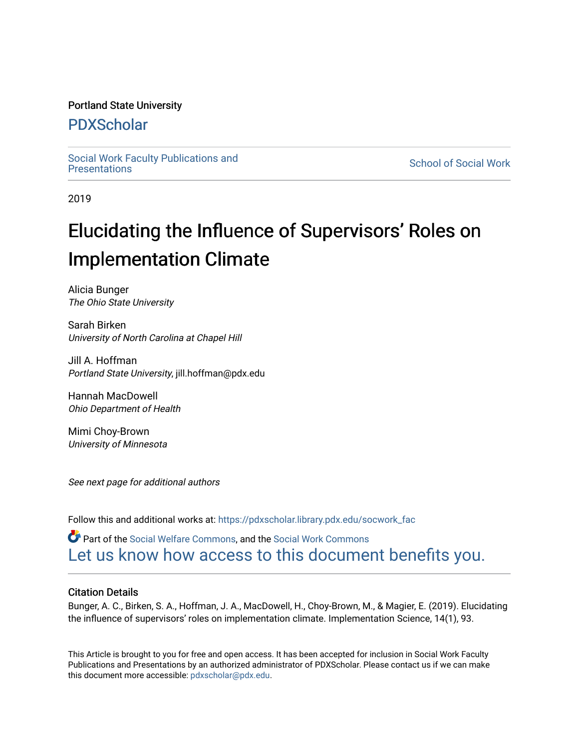Portland State University

# PDXScholar

Social Work Faculty Publications and Presentations

School of Social Work

2019

# Elucidating the Influence of Supervisors' Roles on Implementation Climate

Alicia Bunger
*The Ohio State University*

Sarah Birken
*University of North Carolina at Chapel Hill*

Jill A. Hoffman
*Portland State University*, jill.hoffman@pdx.edu

Hannah MacDowell
*Ohio Department of Health*

Mimi Choy-Brown
*University of Minnesota*

*See next page for additional authors*

Follow this and additional works at: https://pdxscholar.library.pdx.edu/socwork_fac

Part of the Social Welfare Commons, and the Social Work Commons

Let us know how access to this document benefits you.

## Citation Details

Bunger, A. C., Birken, S. A., Hoffman, J. A., MacDowell, H., Choy-Brown, M., & Magier, E. (2019). Elucidating the influence of supervisors' roles on implementation climate. Implementation Science, 14(1), 93.

This Article is brought to you for free and open access. It has been accepted for inclusion in Social Work Faculty Publications and Presentations by an authorized administrator of PDXScholar. Please contact us if we can make this document more accessible: pdxscholar@pdx.edu.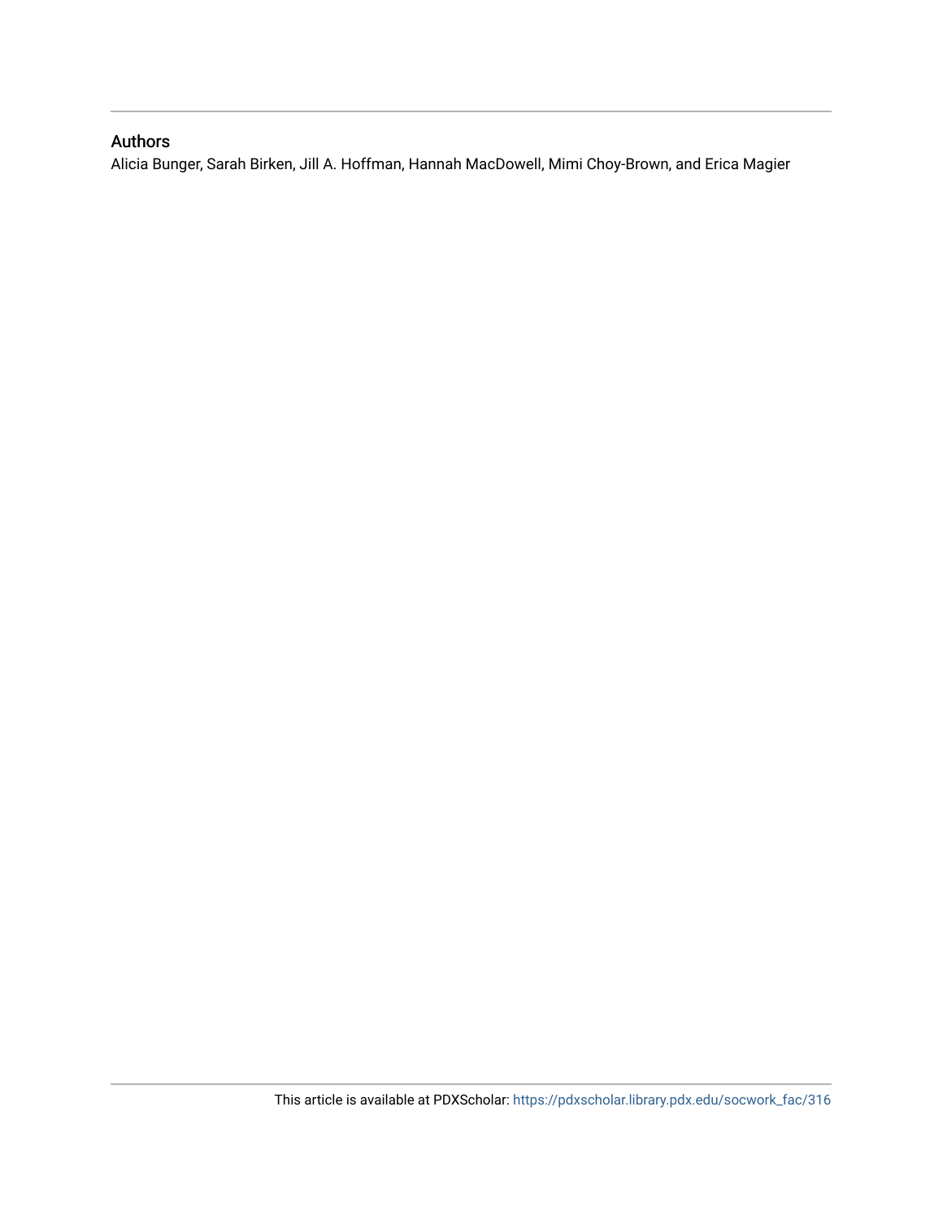## Authors

Alicia Bunger, Sarah Birken, Jill A. Hoffman, Hannah MacDowell, Mimi Choy-Brown, and Erica Magier

This article is available at PDXScholar: https://pdxscholar.library.pdx.edu/socwork_fac/316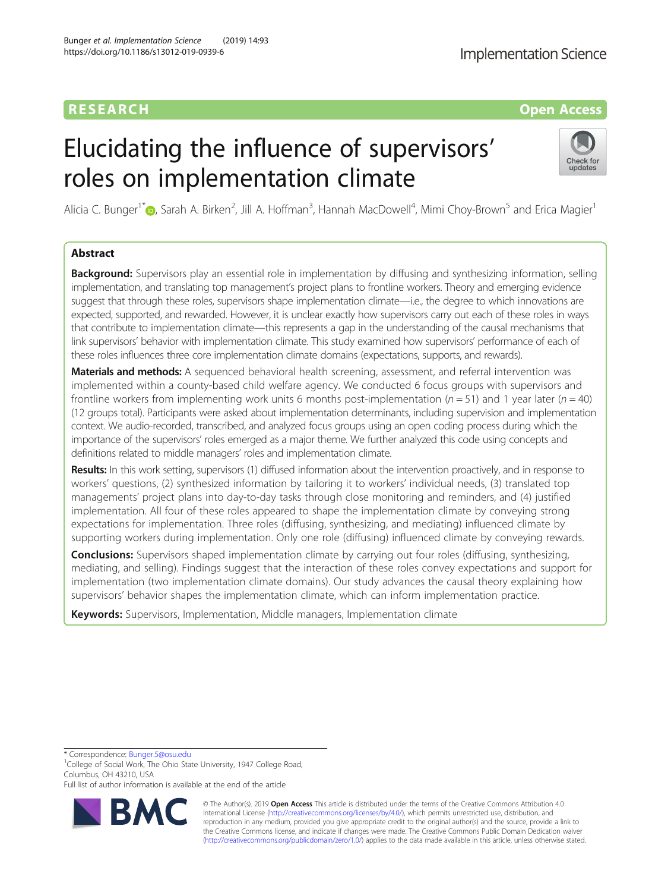# Elucidating the influence of supervisors' roles on implementation climate

Alicia C. Bunger[1*], Sarah A. Birken[2], Jill A. Hoffman[3], Hannah MacDowell[4], Mimi Choy-Brown[5] and Erica Magier[1]

## Abstract

**Background:** Supervisors play an essential role in implementation by diffusing and synthesizing information, selling implementation, and translating top management's project plans to frontline workers. Theory and emerging evidence suggest that through these roles, supervisors shape implementation climate—i.e., the degree to which innovations are expected, supported, and rewarded. However, it is unclear exactly how supervisors carry out each of these roles in ways that contribute to implementation climate—this represents a gap in the understanding of the causal mechanisms that link supervisors' behavior with implementation climate. This study examined how supervisors' performance of each of these roles influences three core implementation climate domains (expectations, supports, and rewards).

**Materials and methods:** A sequenced behavioral health screening, assessment, and referral intervention was implemented within a county-based child welfare agency. We conducted 6 focus groups with supervisors and frontline workers from implementing work units 6 months post-implementation ($n = 51$) and 1 year later ($n = 40$) (12 groups total). Participants were asked about implementation determinants, including supervision and implementation context. We audio-recorded, transcribed, and analyzed focus groups using an open coding process during which the importance of the supervisors' roles emerged as a major theme. We further analyzed this code using concepts and definitions related to middle managers' roles and implementation climate.

**Results:** In this work setting, supervisors (1) diffused information about the intervention proactively, and in response to workers' questions, (2) synthesized information by tailoring it to workers' individual needs, (3) translated top managements' project plans into day-to-day tasks through close monitoring and reminders, and (4) justified implementation. All four of these roles appeared to shape the implementation climate by conveying strong expectations for implementation. Three roles (diffusing, synthesizing, and mediating) influenced climate by supporting workers during implementation. Only one role (diffusing) influenced climate by conveying rewards.

**Conclusions:** Supervisors shaped implementation climate by carrying out four roles (diffusing, synthesizing, mediating, and selling). Findings suggest that the interaction of these roles convey expectations and support for implementation (two implementation climate domains). Our study advances the causal theory explaining how supervisors' behavior shapes the implementation climate, which can inform implementation practice.

**Keywords:** Supervisors, Implementation, Middle managers, Implementation climate

---

\* Correspondence: Bunger.5@osu.edu
[1]College of Social Work, The Ohio State University, 1947 College Road, Columbus, OH 43210, USA
Full list of author information is available at the end of the article

© The Author(s). 2019 **Open Access** This article is distributed under the terms of the Creative Commons Attribution 4.0 International License (http://creativecommons.org/licenses/by/4.0/), which permits unrestricted use, distribution, and reproduction in any medium, provided you give appropriate credit to the original author(s) and the source, provide a link to the Creative Commons license, and indicate if changes were made. The Creative Commons Public Domain Dedication waiver (http://creativecommons.org/publicdomain/zero/1.0/) applies to the data made available in this article, unless otherwise stated.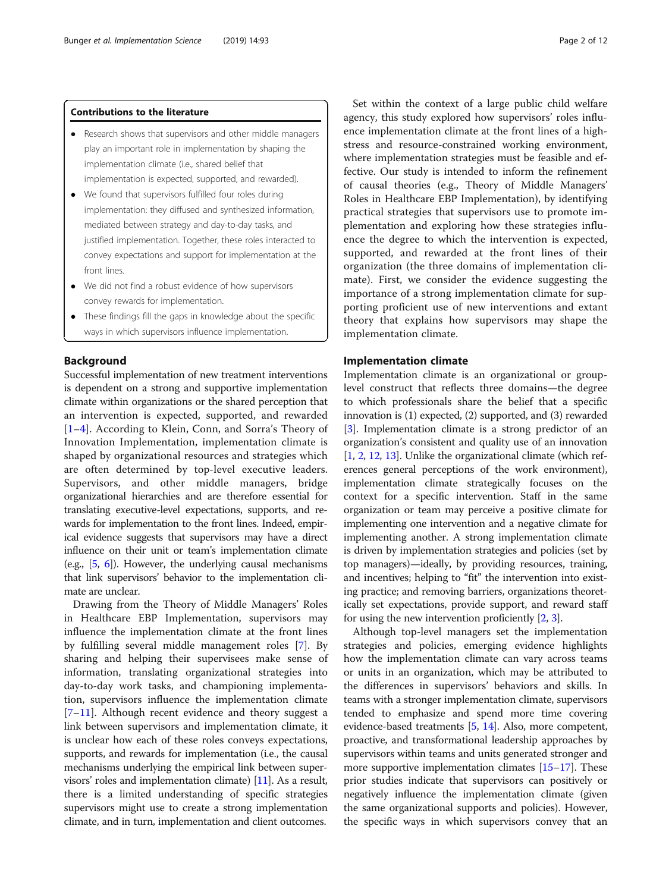### Contributions to the literature

- Research shows that supervisors and other middle managers play an important role in implementation by shaping the implementation climate (i.e., shared belief that implementation is expected, supported, and rewarded).
- We found that supervisors fulfilled four roles during implementation: they diffused and synthesized information, mediated between strategy and day-to-day tasks, and justified implementation. Together, these roles interacted to convey expectations and support for implementation at the front lines.
- We did not find a robust evidence of how supervisors convey rewards for implementation.
- These findings fill the gaps in knowledge about the specific ways in which supervisors influence implementation.

## Background

Successful implementation of new treatment interventions is dependent on a strong and supportive implementation climate within organizations or the shared perception that an intervention is expected, supported, and rewarded [1–4]. According to Klein, Conn, and Sorra's Theory of Innovation Implementation, implementation climate is shaped by organizational resources and strategies which are often determined by top-level executive leaders. Supervisors, and other middle managers, bridge organizational hierarchies and are therefore essential for translating executive-level expectations, supports, and rewards for implementation to the front lines. Indeed, empirical evidence suggests that supervisors may have a direct influence on their unit or team's implementation climate (e.g., [5, 6]). However, the underlying causal mechanisms that link supervisors' behavior to the implementation climate are unclear.

Drawing from the Theory of Middle Managers' Roles in Healthcare EBP Implementation, supervisors may influence the implementation climate at the front lines by fulfilling several middle management roles [7]. By sharing and helping their supervisees make sense of information, translating organizational strategies into day-to-day work tasks, and championing implementation, supervisors influence the implementation climate [7–11]. Although recent evidence and theory suggest a link between supervisors and implementation climate, it is unclear how each of these roles conveys expectations, supports, and rewards for implementation (i.e., the causal mechanisms underlying the empirical link between supervisors' roles and implementation climate) [11]. As a result, there is a limited understanding of specific strategies supervisors might use to create a strong implementation climate, and in turn, implementation and client outcomes.

Set within the context of a large public child welfare agency, this study explored how supervisors' roles influence implementation climate at the front lines of a high-stress and resource-constrained working environment, where implementation strategies must be feasible and effective. Our study is intended to inform the refinement of causal theories (e.g., Theory of Middle Managers' Roles in Healthcare EBP Implementation), by identifying practical strategies that supervisors use to promote implementation and exploring how these strategies influence the degree to which the intervention is expected, supported, and rewarded at the front lines of their organization (the three domains of implementation climate). First, we consider the evidence suggesting the importance of a strong implementation climate for supporting proficient use of new interventions and extant theory that explains how supervisors may shape the implementation climate.

## Implementation climate

Implementation climate is an organizational or group-level construct that reflects three domains—the degree to which professionals share the belief that a specific innovation is (1) expected, (2) supported, and (3) rewarded [3]. Implementation climate is a strong predictor of an organization's consistent and quality use of an innovation [1, 2, 12, 13]. Unlike the organizational climate (which references general perceptions of the work environment), implementation climate strategically focuses on the context for a specific intervention. Staff in the same organization or team may perceive a positive climate for implementing one intervention and a negative climate for implementing another. A strong implementation climate is driven by implementation strategies and policies (set by top managers)—ideally, by providing resources, training, and incentives; helping to "fit" the intervention into existing practice; and removing barriers, organizations theoretically set expectations, provide support, and reward staff for using the new intervention proficiently [2, 3].

Although top-level managers set the implementation strategies and policies, emerging evidence highlights how the implementation climate can vary across teams or units in an organization, which may be attributed to the differences in supervisors' behaviors and skills. In teams with a stronger implementation climate, supervisors tended to emphasize and spend more time covering evidence-based treatments [5, 14]. Also, more competent, proactive, and transformational leadership approaches by supervisors within teams and units generated stronger and more supportive implementation climates [15–17]. These prior studies indicate that supervisors can positively or negatively influence the implementation climate (given the same organizational supports and policies). However, the specific ways in which supervisors convey that an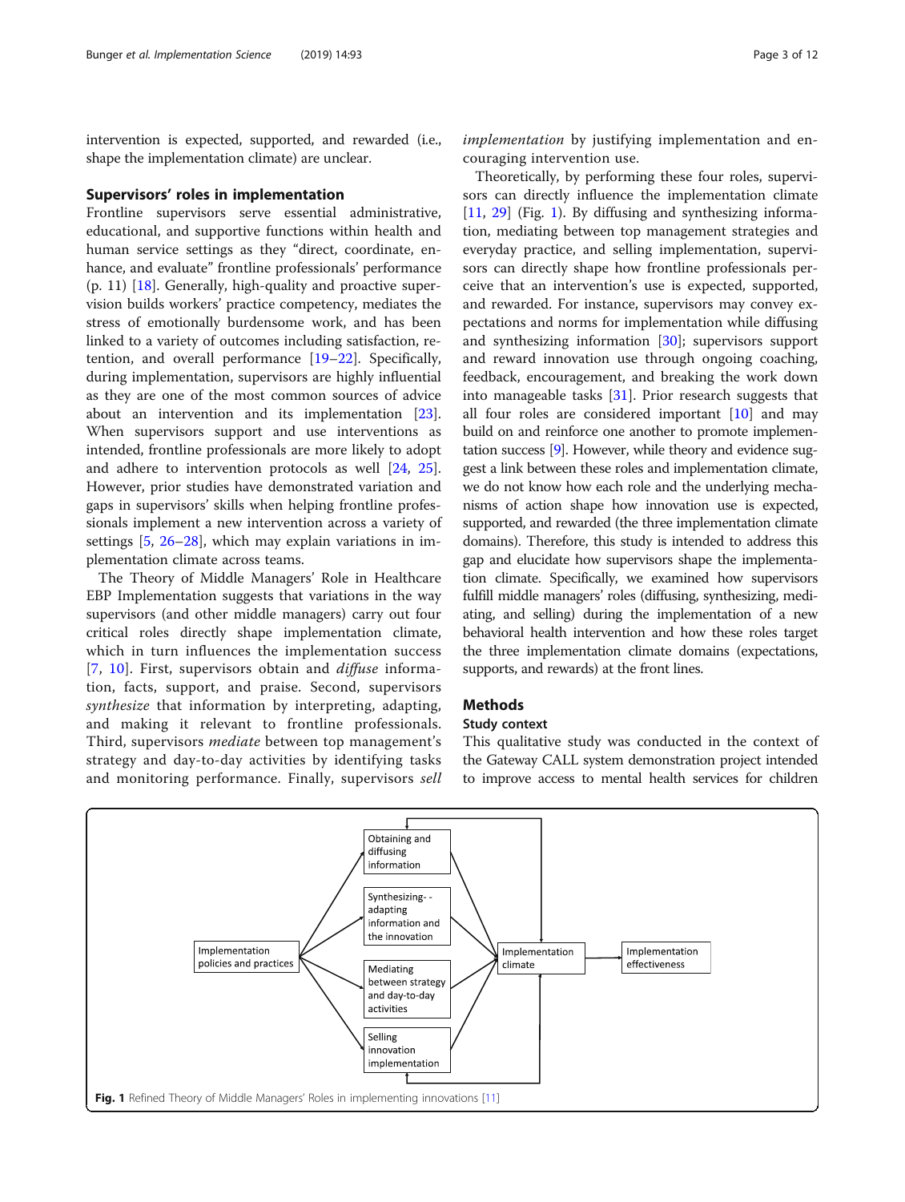intervention is expected, supported, and rewarded (i.e., shape the implementation climate) are unclear.

### Supervisors' roles in implementation

Frontline supervisors serve essential administrative, educational, and supportive functions within health and human service settings as they "direct, coordinate, enhance, and evaluate" frontline professionals' performance (p. 11) [18]. Generally, high-quality and proactive supervision builds workers' practice competency, mediates the stress of emotionally burdensome work, and has been linked to a variety of outcomes including satisfaction, retention, and overall performance [19–22]. Specifically, during implementation, supervisors are highly influential as they are one of the most common sources of advice about an intervention and its implementation [23]. When supervisors support and use interventions as intended, frontline professionals are more likely to adopt and adhere to intervention protocols as well [24, 25]. However, prior studies have demonstrated variation and gaps in supervisors' skills when helping frontline professionals implement a new intervention across a variety of settings [5, 26–28], which may explain variations in implementation climate across teams.

The Theory of Middle Managers' Role in Healthcare EBP Implementation suggests that variations in the way supervisors (and other middle managers) carry out four critical roles directly shape implementation climate, which in turn influences the implementation success [7, 10]. First, supervisors obtain and *diffuse* information, facts, support, and praise. Second, supervisors *synthesize* that information by interpreting, adapting, and making it relevant to frontline professionals. Third, supervisors *mediate* between top management's strategy and day-to-day activities by identifying tasks and monitoring performance. Finally, supervisors *sell implementation* by justifying implementation and encouraging intervention use.

Theoretically, by performing these four roles, supervisors can directly influence the implementation climate [11, 29] (Fig. 1). By diffusing and synthesizing information, mediating between top management strategies and everyday practice, and selling implementation, supervisors can directly shape how frontline professionals perceive that an intervention's use is expected, supported, and rewarded. For instance, supervisors may convey expectations and norms for implementation while diffusing and synthesizing information [30]; supervisors support and reward innovation use through ongoing coaching, feedback, encouragement, and breaking the work down into manageable tasks [31]. Prior research suggests that all four roles are considered important [10] and may build on and reinforce one another to promote implementation success [9]. However, while theory and evidence suggest a link between these roles and implementation climate, we do not know how each role and the underlying mechanisms of action shape how innovation use is expected, supported, and rewarded (the three implementation climate domains). Therefore, this study is intended to address this gap and elucidate how supervisors shape the implementation climate. Specifically, we examined how supervisors fulfill middle managers' roles (diffusing, synthesizing, mediating, and selling) during the implementation of a new behavioral health intervention and how these roles target the three implementation climate domains (expectations, supports, and rewards) at the front lines.

## Methods

### Study context

This qualitative study was conducted in the context of the Gateway CALL system demonstration project intended to improve access to mental health services for children

**Fig. 1** Refined Theory of Middle Managers' Roles in implementing innovations [11]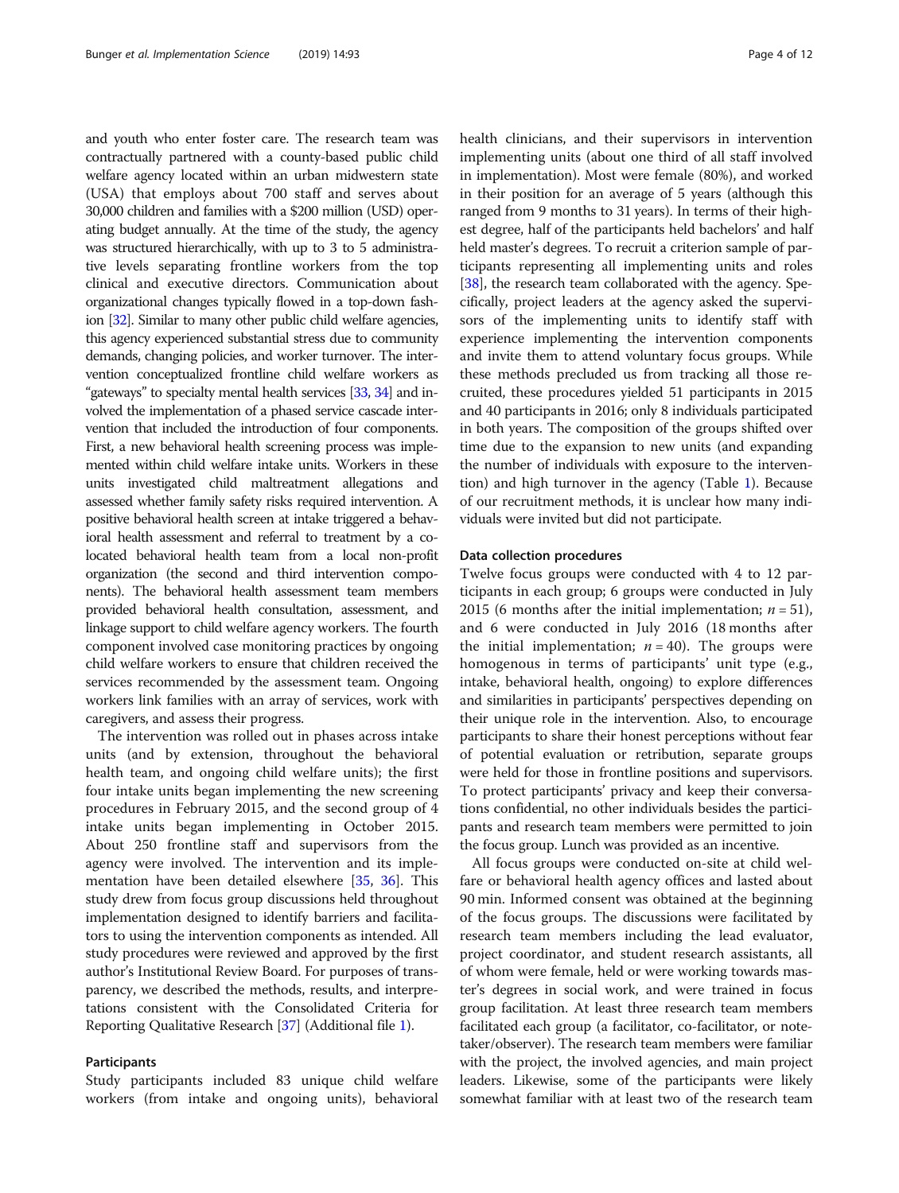and youth who enter foster care. The research team was contractually partnered with a county-based public child welfare agency located within an urban midwestern state (USA) that employs about 700 staff and serves about 30,000 children and families with a $200 million (USD) operating budget annually. At the time of the study, the agency was structured hierarchically, with up to 3 to 5 administrative levels separating frontline workers from the top clinical and executive directors. Communication about organizational changes typically flowed in a top-down fashion [32]. Similar to many other public child welfare agencies, this agency experienced substantial stress due to community demands, changing policies, and worker turnover. The intervention conceptualized frontline child welfare workers as "gateways" to specialty mental health services [33, 34] and involved the implementation of a phased service cascade intervention that included the introduction of four components. First, a new behavioral health screening process was implemented within child welfare intake units. Workers in these units investigated child maltreatment allegations and assessed whether family safety risks required intervention. A positive behavioral health screen at intake triggered a behavioral health assessment and referral to treatment by a co-located behavioral health team from a local non-profit organization (the second and third intervention components). The behavioral health assessment team members provided behavioral health consultation, assessment, and linkage support to child welfare agency workers. The fourth component involved case monitoring practices by ongoing child welfare workers to ensure that children received the services recommended by the assessment team. Ongoing workers link families with an array of services, work with caregivers, and assess their progress.

The intervention was rolled out in phases across intake units (and by extension, throughout the behavioral health team, and ongoing child welfare units); the first four intake units began implementing the new screening procedures in February 2015, and the second group of 4 intake units began implementing in October 2015. About 250 frontline staff and supervisors from the agency were involved. The intervention and its implementation have been detailed elsewhere [35, 36]. This study drew from focus group discussions held throughout implementation designed to identify barriers and facilitators to using the intervention components as intended. All study procedures were reviewed and approved by the first author's Institutional Review Board. For purposes of transparency, we described the methods, results, and interpretations consistent with the Consolidated Criteria for Reporting Qualitative Research [37] (Additional file 1).

### Participants

Study participants included 83 unique child welfare workers (from intake and ongoing units), behavioral health clinicians, and their supervisors in intervention implementing units (about one third of all staff involved in implementation). Most were female (80%), and worked in their position for an average of 5 years (although this ranged from 9 months to 31 years). In terms of their highest degree, half of the participants held bachelors' and half held master's degrees. To recruit a criterion sample of participants representing all implementing units and roles [38], the research team collaborated with the agency. Specifically, project leaders at the agency asked the supervisors of the implementing units to identify staff with experience implementing the intervention components and invite them to attend voluntary focus groups. While these methods precluded us from tracking all those recruited, these procedures yielded 51 participants in 2015 and 40 participants in 2016; only 8 individuals participated in both years. The composition of the groups shifted over time due to the expansion to new units (and expanding the number of individuals with exposure to the intervention) and high turnover in the agency (Table 1). Because of our recruitment methods, it is unclear how many individuals were invited but did not participate.

### Data collection procedures

Twelve focus groups were conducted with 4 to 12 participants in each group; 6 groups were conducted in July 2015 (6 months after the initial implementation; $n = 51$), and 6 were conducted in July 2016 (18 months after the initial implementation; $n = 40$). The groups were homogenous in terms of participants' unit type (e.g., intake, behavioral health, ongoing) to explore differences and similarities in participants' perspectives depending on their unique role in the intervention. Also, to encourage participants to share their honest perceptions without fear of potential evaluation or retribution, separate groups were held for those in frontline positions and supervisors. To protect participants' privacy and keep their conversations confidential, no other individuals besides the participants and research team members were permitted to join the focus group. Lunch was provided as an incentive.

All focus groups were conducted on-site at child welfare or behavioral health agency offices and lasted about 90 min. Informed consent was obtained at the beginning of the focus groups. The discussions were facilitated by research team members including the lead evaluator, project coordinator, and student research assistants, all of whom were female, held or were working towards master's degrees in social work, and were trained in focus group facilitation. At least three research team members facilitated each group (a facilitator, co-facilitator, or note-taker/observer). The research team members were familiar with the project, the involved agencies, and main project leaders. Likewise, some of the participants were likely somewhat familiar with at least two of the research team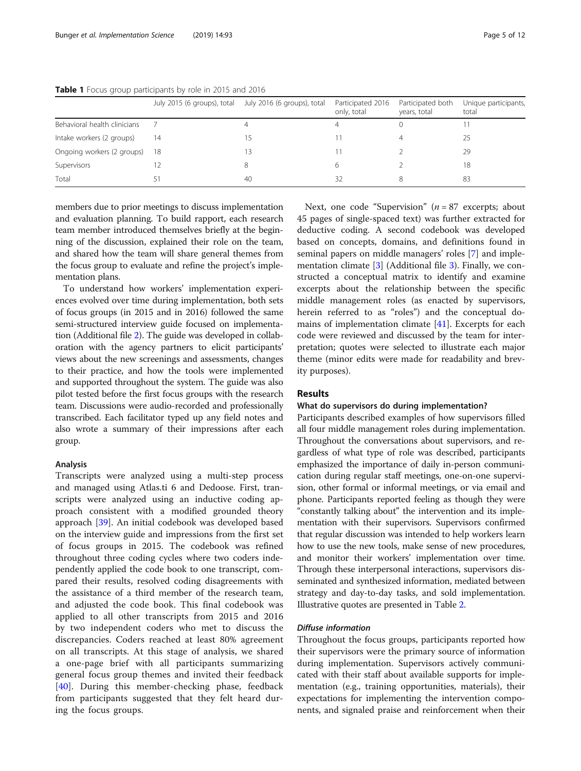**Table 1** Focus group participants by role in 2015 and 2016

| | July 2015 (6 groups), total | July 2016 (6 groups), total | Participated 2016 only, total | Participated both years, total | Unique participants, total |
|---|---|---|---|---|---|
| Behavioral health clinicians | 7 | 4 | 4 | 0 | 11 |
| Intake workers (2 groups) | 14 | 15 | 11 | 4 | 25 |
| Ongoing workers (2 groups) | 18 | 13 | 11 | 2 | 29 |
| Supervisors | 12 | 8 | 6 | 2 | 18 |
| Total | 51 | 40 | 32 | 8 | 83 |

members due to prior meetings to discuss implementation and evaluation planning. To build rapport, each research team member introduced themselves briefly at the beginning of the discussion, explained their role on the team, and shared how the team will share general themes from the focus group to evaluate and refine the project's implementation plans.

To understand how workers' implementation experiences evolved over time during implementation, both sets of focus groups (in 2015 and in 2016) followed the same semi-structured interview guide focused on implementation (Additional file 2). The guide was developed in collaboration with the agency partners to elicit participants' views about the new screenings and assessments, changes to their practice, and how the tools were implemented and supported throughout the system. The guide was also pilot tested before the first focus groups with the research team. Discussions were audio-recorded and professionally transcribed. Each facilitator typed up any field notes and also wrote a summary of their impressions after each group.

### Analysis

Transcripts were analyzed using a multi-step process and managed using Atlas.ti 6 and Dedoose. First, transcripts were analyzed using an inductive coding approach consistent with a modified grounded theory approach [39]. An initial codebook was developed based on the interview guide and impressions from the first set of focus groups in 2015. The codebook was refined throughout three coding cycles where two coders independently applied the code book to one transcript, compared their results, resolved coding disagreements with the assistance of a third member of the research team, and adjusted the code book. This final codebook was applied to all other transcripts from 2015 and 2016 by two independent coders who met to discuss the discrepancies. Coders reached at least 80% agreement on all transcripts. At this stage of analysis, we shared a one-page brief with all participants summarizing general focus group themes and invited their feedback [40]. During this member-checking phase, feedback from participants suggested that they felt heard during the focus groups.

Next, one code "Supervision" ($n = 87$ excerpts; about 45 pages of single-spaced text) was further extracted for deductive coding. A second codebook was developed based on concepts, domains, and definitions found in seminal papers on middle managers' roles [7] and implementation climate [3] (Additional file 3). Finally, we constructed a conceptual matrix to identify and examine excerpts about the relationship between the specific middle management roles (as enacted by supervisors, herein referred to as "roles") and the conceptual domains of implementation climate [41]. Excerpts for each code were reviewed and discussed by the team for interpretation; quotes were selected to illustrate each major theme (minor edits were made for readability and brevity purposes).

## Results

### What do supervisors do during implementation?

Participants described examples of how supervisors filled all four middle management roles during implementation. Throughout the conversations about supervisors, and regardless of what type of role was described, participants emphasized the importance of daily in-person communication during regular staff meetings, one-on-one supervision, other formal or informal meetings, or via email and phone. Participants reported feeling as though they were "constantly talking about" the intervention and its implementation with their supervisors. Supervisors confirmed that regular discussion was intended to help workers learn how to use the new tools, make sense of new procedures, and monitor their workers' implementation over time. Through these interpersonal interactions, supervisors disseminated and synthesized information, mediated between strategy and day-to-day tasks, and sold implementation. Illustrative quotes are presented in Table 2.

#### *Diffuse information*

Throughout the focus groups, participants reported how their supervisors were the primary source of information during implementation. Supervisors actively communicated with their staff about available supports for implementation (e.g., training opportunities, materials), their expectations for implementing the intervention components, and signaled praise and reinforcement when their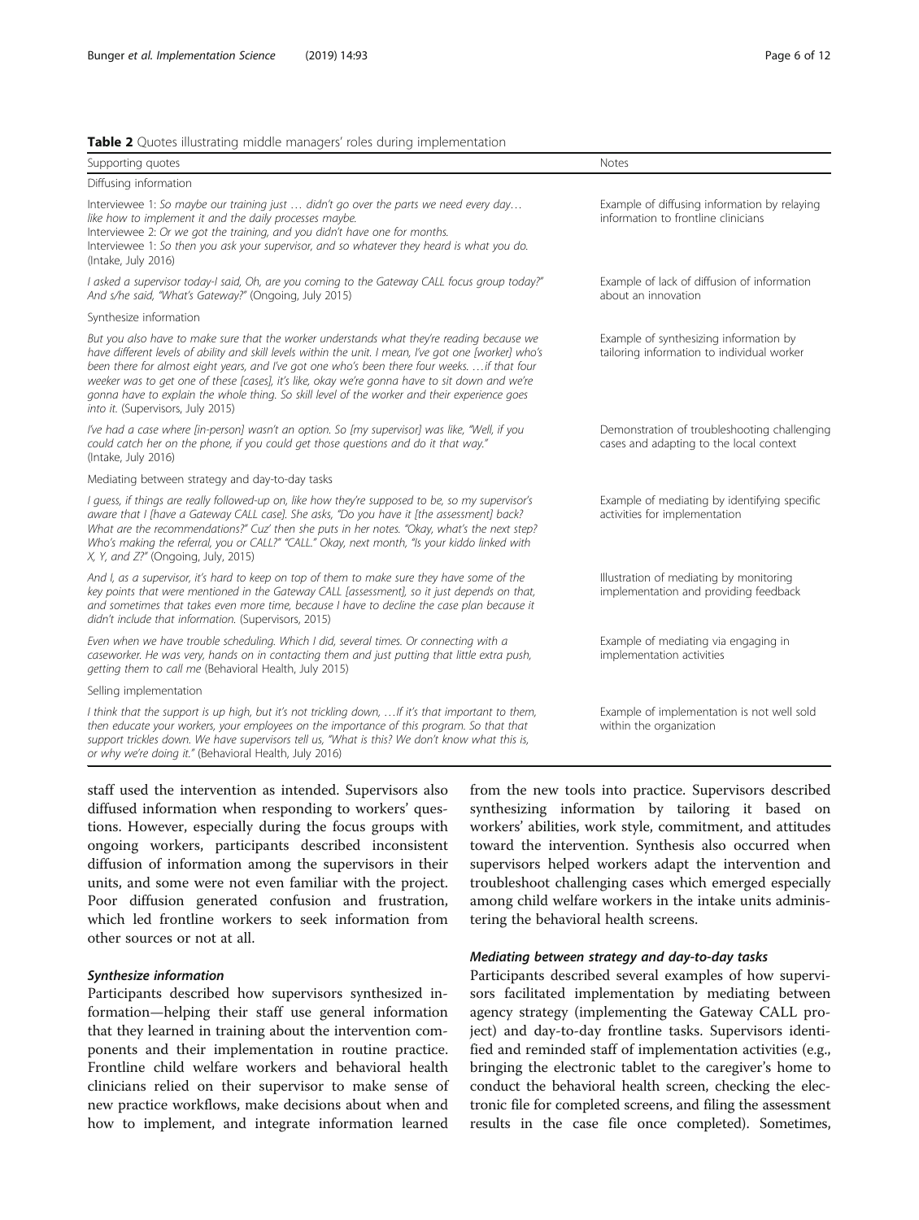**Table 2** Quotes illustrating middle managers' roles during implementation

| Supporting quotes | Notes |
| --- | --- |
| Diffusing information | |
| Interviewee 1: *So maybe our training just … didn't go over the parts we need every day… like how to implement it and the daily processes maybe.* Interviewee 2: *Or we got the training, and you didn't have one for months.* Interviewee 1: *So then you ask your supervisor, and so whatever they heard is what you do.* (Intake, July 2016) | Example of diffusing information by relaying information to frontline clinicians |
| *I asked a supervisor today-I said, Oh, are you coming to the Gateway CALL focus group today?" And s/he said, "What's Gateway?"* (Ongoing, July 2015) | Example of lack of diffusion of information about an innovation |
| Synthesize information | |
| *But you also have to make sure that the worker understands what they're reading because we have different levels of ability and skill levels within the unit. I mean, I've got one [worker] who's been there for almost eight years, and I've got one who's been there four weeks. …if that four weeker was to get one of these [cases], it's like, okay we're gonna have to sit down and we're gonna have to explain the whole thing. So skill level of the worker and their experience goes into it.* (Supervisors, July 2015) | Example of synthesizing information by tailoring information to individual worker |
| *I've had a case where [in-person] wasn't an option. So [my supervisor] was like, "Well, if you could catch her on the phone, if you could get those questions and do it that way."* (Intake, July 2016) | Demonstration of troubleshooting challenging cases and adapting to the local context |
| Mediating between strategy and day-to-day tasks | |
| *I guess, if things are really followed-up on, like how they're supposed to be, so my supervisor's aware that I [have a Gateway CALL case]. She asks, "Do you have it [the assessment] back? What are the recommendations?" Cuz' then she puts in her notes. "Okay, what's the next step? Who's making the referral, you or CALL?" "CALL." Okay, next month, "Is your kiddo linked with X, Y, and Z?"* (Ongoing, July, 2015) | Example of mediating by identifying specific activities for implementation |
| *And I, as a supervisor, it's hard to keep on top of them to make sure they have some of the key points that were mentioned in the Gateway CALL [assessment], so it just depends on that, and sometimes that takes even more time, because I have to decline the case plan because it didn't include that information.* (Supervisors, 2015) | Illustration of mediating by monitoring implementation and providing feedback |
| *Even when we have trouble scheduling. Which I did, several times. Or connecting with a caseworker. He was very, hands on in contacting them and just putting that little extra push, getting them to call me* (Behavioral Health, July 2015) | Example of mediating via engaging in implementation activities |
| Selling implementation | |
| *I think that the support is up high, but it's not trickling down, …If it's that important to them, then educate your workers, your employees on the importance of this program. So that that support trickles down. We have supervisors tell us, "What is this? We don't know what this is, or why we're doing it."* (Behavioral Health, July 2016) | Example of implementation is not well sold within the organization |

staff used the intervention as intended. Supervisors also diffused information when responding to workers' questions. However, especially during the focus groups with ongoing workers, participants described inconsistent diffusion of information among the supervisors in their units, and some were not even familiar with the project. Poor diffusion generated confusion and frustration, which led frontline workers to seek information from other sources or not at all.

#### Synthesize information

Participants described how supervisors synthesized information—helping their staff use general information that they learned in training about the intervention components and their implementation in routine practice. Frontline child welfare workers and behavioral health clinicians relied on their supervisor to make sense of new practice workflows, make decisions about when and how to implement, and integrate information learned from the new tools into practice. Supervisors described synthesizing information by tailoring it based on workers' abilities, work style, commitment, and attitudes toward the intervention. Synthesis also occurred when supervisors helped workers adapt the intervention and troubleshoot challenging cases which emerged especially among child welfare workers in the intake units administering the behavioral health screens.

#### Mediating between strategy and day-to-day tasks

Participants described several examples of how supervisors facilitated implementation by mediating between agency strategy (implementing the Gateway CALL project) and day-to-day frontline tasks. Supervisors identified and reminded staff of implementation activities (e.g., bringing the electronic tablet to the caregiver's home to conduct the behavioral health screen, checking the electronic file for completed screens, and filing the assessment results in the case file once completed). Sometimes,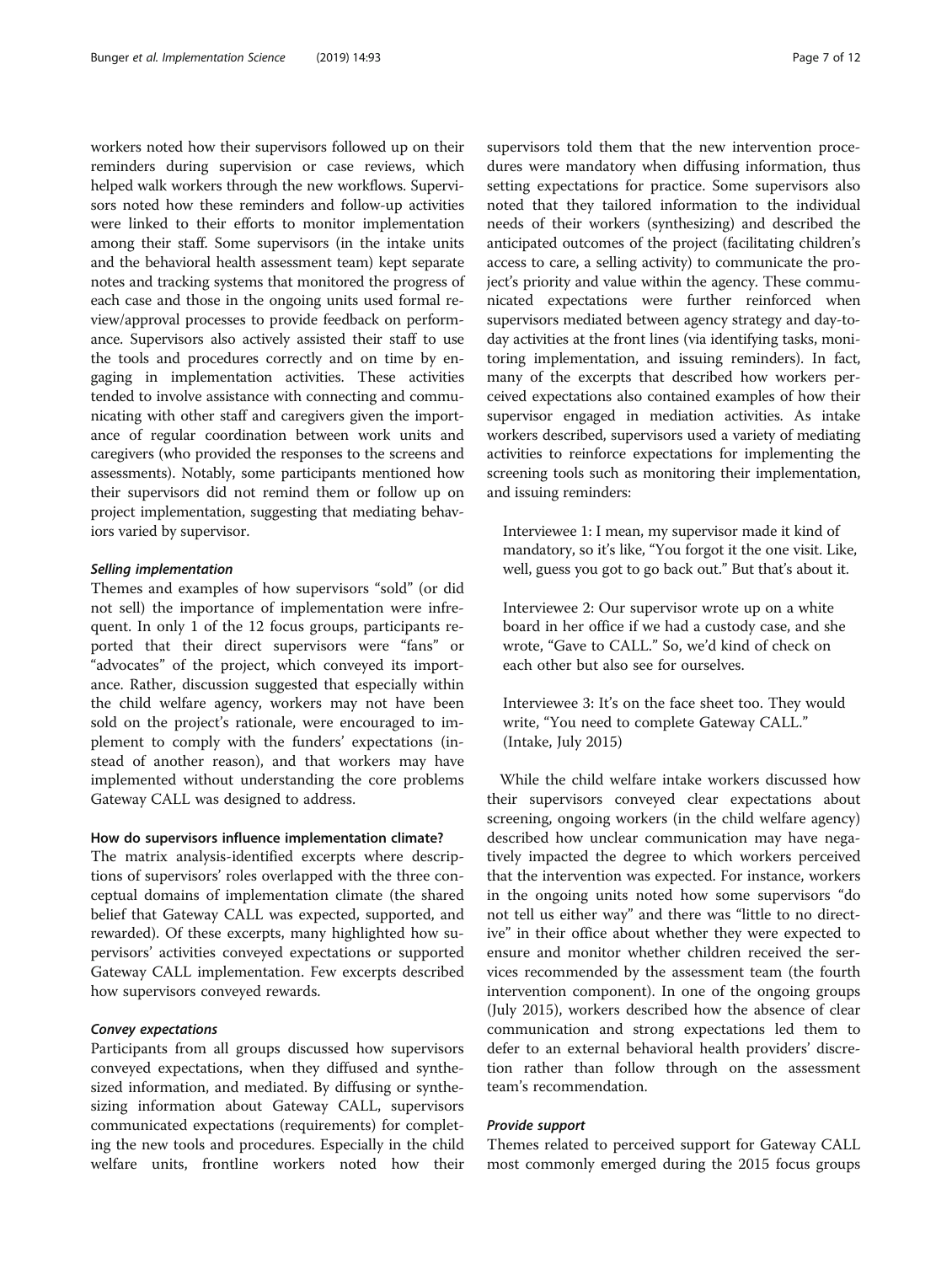workers noted how their supervisors followed up on their reminders during supervision or case reviews, which helped walk workers through the new workflows. Supervisors noted how these reminders and follow-up activities were linked to their efforts to monitor implementation among their staff. Some supervisors (in the intake units and the behavioral health assessment team) kept separate notes and tracking systems that monitored the progress of each case and those in the ongoing units used formal review/approval processes to provide feedback on performance. Supervisors also actively assisted their staff to use the tools and procedures correctly and on time by engaging in implementation activities. These activities tended to involve assistance with connecting and communicating with other staff and caregivers given the importance of regular coordination between work units and caregivers (who provided the responses to the screens and assessments). Notably, some participants mentioned how their supervisors did not remind them or follow up on project implementation, suggesting that mediating behaviors varied by supervisor.

#### *Selling implementation*

Themes and examples of how supervisors "sold" (or did not sell) the importance of implementation were infrequent. In only 1 of the 12 focus groups, participants reported that their direct supervisors were "fans" or "advocates" of the project, which conveyed its importance. Rather, discussion suggested that especially within the child welfare agency, workers may not have been sold on the project's rationale, were encouraged to implement to comply with the funders' expectations (instead of another reason), and that workers may have implemented without understanding the core problems Gateway CALL was designed to address.

### How do supervisors influence implementation climate?

The matrix analysis-identified excerpts where descriptions of supervisors' roles overlapped with the three conceptual domains of implementation climate (the shared belief that Gateway CALL was expected, supported, and rewarded). Of these excerpts, many highlighted how supervisors' activities conveyed expectations or supported Gateway CALL implementation. Few excerpts described how supervisors conveyed rewards.

#### *Convey expectations*

Participants from all groups discussed how supervisors conveyed expectations, when they diffused and synthesized information, and mediated. By diffusing or synthesizing information about Gateway CALL, supervisors communicated expectations (requirements) for completing the new tools and procedures. Especially in the child welfare units, frontline workers noted how their supervisors told them that the new intervention procedures were mandatory when diffusing information, thus setting expectations for practice. Some supervisors also noted that they tailored information to the individual needs of their workers (synthesizing) and described the anticipated outcomes of the project (facilitating children's access to care, a selling activity) to communicate the project's priority and value within the agency. These communicated expectations were further reinforced when supervisors mediated between agency strategy and day-to-day activities at the front lines (via identifying tasks, monitoring implementation, and issuing reminders). In fact, many of the excerpts that described how workers perceived expectations also contained examples of how their supervisor engaged in mediation activities. As intake workers described, supervisors used a variety of mediating activities to reinforce expectations for implementing the screening tools such as monitoring their implementation, and issuing reminders:

> Interviewee 1: I mean, my supervisor made it kind of mandatory, so it's like, "You forgot it the one visit. Like, well, guess you got to go back out." But that's about it.
>
> Interviewee 2: Our supervisor wrote up on a white board in her office if we had a custody case, and she wrote, "Gave to CALL." So, we'd kind of check on each other but also see for ourselves.
>
> Interviewee 3: It's on the face sheet too. They would write, "You need to complete Gateway CALL." (Intake, July 2015)

While the child welfare intake workers discussed how their supervisors conveyed clear expectations about screening, ongoing workers (in the child welfare agency) described how unclear communication may have negatively impacted the degree to which workers perceived that the intervention was expected. For instance, workers in the ongoing units noted how some supervisors "do not tell us either way" and there was "little to no directive" in their office about whether they were expected to ensure and monitor whether children received the services recommended by the assessment team (the fourth intervention component). In one of the ongoing groups (July 2015), workers described how the absence of clear communication and strong expectations led them to defer to an external behavioral health providers' discretion rather than follow through on the assessment team's recommendation.

#### *Provide support*

Themes related to perceived support for Gateway CALL most commonly emerged during the 2015 focus groups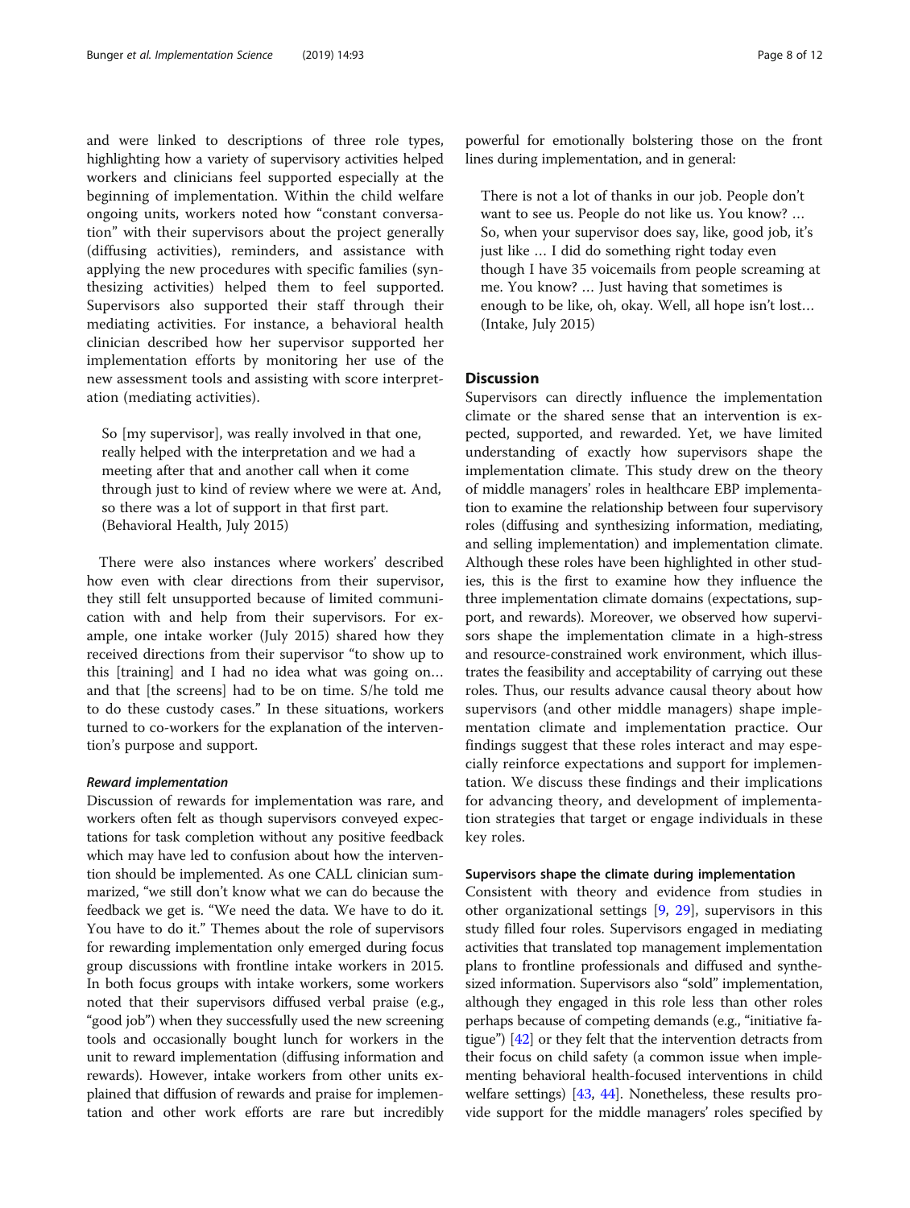and were linked to descriptions of three role types, highlighting how a variety of supervisory activities helped workers and clinicians feel supported especially at the beginning of implementation. Within the child welfare ongoing units, workers noted how "constant conversation" with their supervisors about the project generally (diffusing activities), reminders, and assistance with applying the new procedures with specific families (synthesizing activities) helped them to feel supported. Supervisors also supported their staff through their mediating activities. For instance, a behavioral health clinician described how her supervisor supported her implementation efforts by monitoring her use of the new assessment tools and assisting with score interpretation (mediating activities).

> So [my supervisor], was really involved in that one, really helped with the interpretation and we had a meeting after that and another call when it come through just to kind of review where we were at. And, so there was a lot of support in that first part. (Behavioral Health, July 2015)

There were also instances where workers' described how even with clear directions from their supervisor, they still felt unsupported because of limited communication with and help from their supervisors. For example, one intake worker (July 2015) shared how they received directions from their supervisor "to show up to this [training] and I had no idea what was going on… and that [the screens] had to be on time. S/he told me to do these custody cases." In these situations, workers turned to co-workers for the explanation of the intervention's purpose and support.

#### *Reward implementation*

Discussion of rewards for implementation was rare, and workers often felt as though supervisors conveyed expectations for task completion without any positive feedback which may have led to confusion about how the intervention should be implemented. As one CALL clinician summarized, "we still don't know what we can do because the feedback we get is. "We need the data. We have to do it. You have to do it." Themes about the role of supervisors for rewarding implementation only emerged during focus group discussions with frontline intake workers in 2015. In both focus groups with intake workers, some workers noted that their supervisors diffused verbal praise (e.g., "good job") when they successfully used the new screening tools and occasionally bought lunch for workers in the unit to reward implementation (diffusing information and rewards). However, intake workers from other units explained that diffusion of rewards and praise for implementation and other work efforts are rare but incredibly powerful for emotionally bolstering those on the front lines during implementation, and in general:

> There is not a lot of thanks in our job. People don't want to see us. People do not like us. You know? … So, when your supervisor does say, like, good job, it's just like … I did do something right today even though I have 35 voicemails from people screaming at me. You know? … Just having that sometimes is enough to be like, oh, okay. Well, all hope isn't lost… (Intake, July 2015)

## Discussion

Supervisors can directly influence the implementation climate or the shared sense that an intervention is expected, supported, and rewarded. Yet, we have limited understanding of exactly how supervisors shape the implementation climate. This study drew on the theory of middle managers' roles in healthcare EBP implementation to examine the relationship between four supervisory roles (diffusing and synthesizing information, mediating, and selling implementation) and implementation climate. Although these roles have been highlighted in other studies, this is the first to examine how they influence the three implementation climate domains (expectations, support, and rewards). Moreover, we observed how supervisors shape the implementation climate in a high-stress and resource-constrained work environment, which illustrates the feasibility and acceptability of carrying out these roles. Thus, our results advance causal theory about how supervisors (and other middle managers) shape implementation climate and implementation practice. Our findings suggest that these roles interact and may especially reinforce expectations and support for implementation. We discuss these findings and their implications for advancing theory, and development of implementation strategies that target or engage individuals in these key roles.

### Supervisors shape the climate during implementation

Consistent with theory and evidence from studies in other organizational settings [9, 29], supervisors in this study filled four roles. Supervisors engaged in mediating activities that translated top management implementation plans to frontline professionals and diffused and synthesized information. Supervisors also "sold" implementation, although they engaged in this role less than other roles perhaps because of competing demands (e.g., "initiative fatigue") [42] or they felt that the intervention detracts from their focus on child safety (a common issue when implementing behavioral health-focused interventions in child welfare settings) [43, 44]. Nonetheless, these results provide support for the middle managers' roles specified by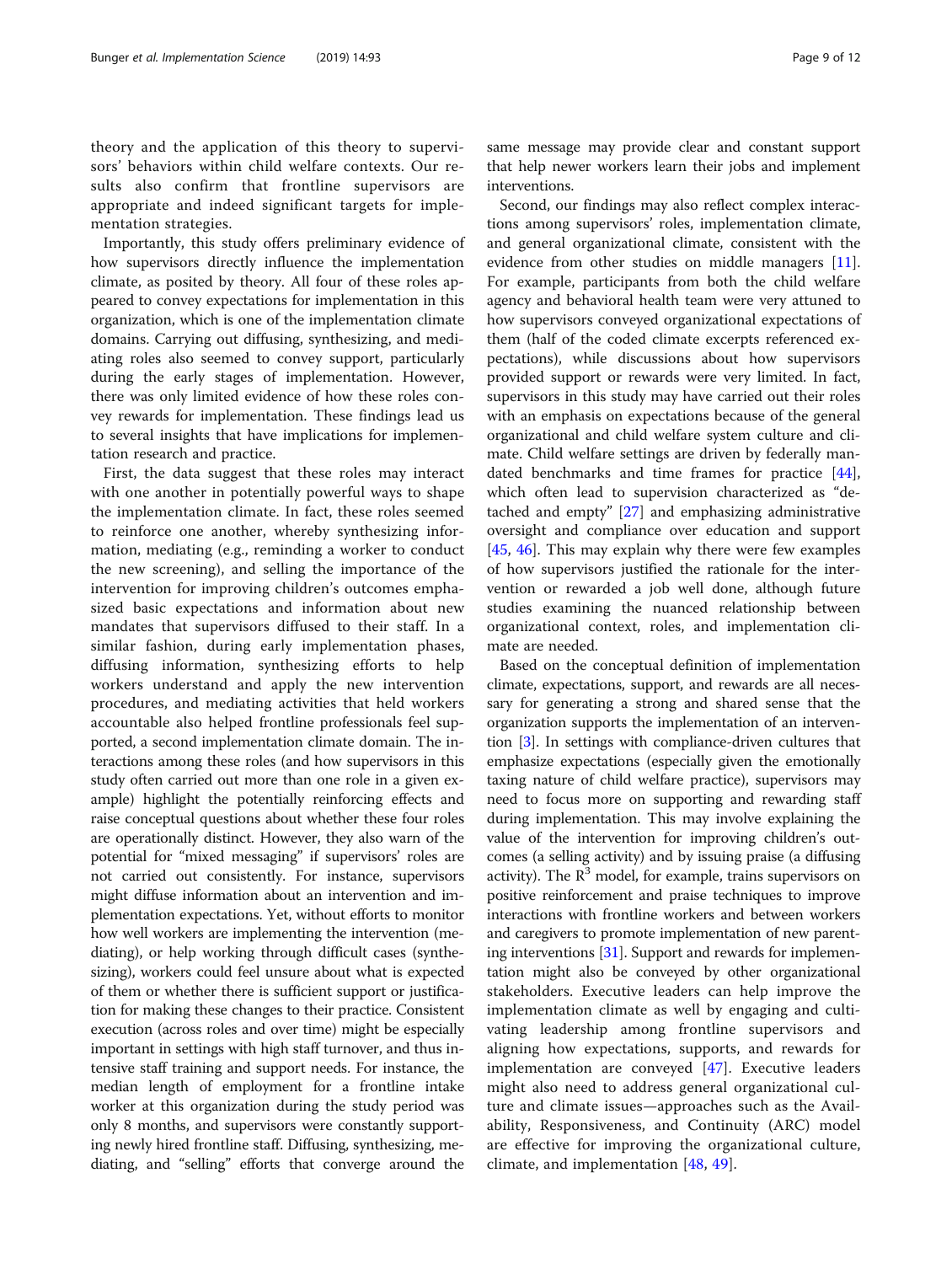theory and the application of this theory to supervisors' behaviors within child welfare contexts. Our results also confirm that frontline supervisors are appropriate and indeed significant targets for implementation strategies.

Importantly, this study offers preliminary evidence of how supervisors directly influence the implementation climate, as posited by theory. All four of these roles appeared to convey expectations for implementation in this organization, which is one of the implementation climate domains. Carrying out diffusing, synthesizing, and mediating roles also seemed to convey support, particularly during the early stages of implementation. However, there was only limited evidence of how these roles convey rewards for implementation. These findings lead us to several insights that have implications for implementation research and practice.

First, the data suggest that these roles may interact with one another in potentially powerful ways to shape the implementation climate. In fact, these roles seemed to reinforce one another, whereby synthesizing information, mediating (e.g., reminding a worker to conduct the new screening), and selling the importance of the intervention for improving children's outcomes emphasized basic expectations and information about new mandates that supervisors diffused to their staff. In a similar fashion, during early implementation phases, diffusing information, synthesizing efforts to help workers understand and apply the new intervention procedures, and mediating activities that held workers accountable also helped frontline professionals feel supported, a second implementation climate domain. The interactions among these roles (and how supervisors in this study often carried out more than one role in a given example) highlight the potentially reinforcing effects and raise conceptual questions about whether these four roles are operationally distinct. However, they also warn of the potential for "mixed messaging" if supervisors' roles are not carried out consistently. For instance, supervisors might diffuse information about an intervention and implementation expectations. Yet, without efforts to monitor how well workers are implementing the intervention (mediating), or help working through difficult cases (synthesizing), workers could feel unsure about what is expected of them or whether there is sufficient support or justification for making these changes to their practice. Consistent execution (across roles and over time) might be especially important in settings with high staff turnover, and thus intensive staff training and support needs. For instance, the median length of employment for a frontline intake worker at this organization during the study period was only 8 months, and supervisors were constantly supporting newly hired frontline staff. Diffusing, synthesizing, mediating, and "selling" efforts that converge around the same message may provide clear and constant support that help newer workers learn their jobs and implement interventions.

Second, our findings may also reflect complex interactions among supervisors' roles, implementation climate, and general organizational climate, consistent with the evidence from other studies on middle managers [11]. For example, participants from both the child welfare agency and behavioral health team were very attuned to how supervisors conveyed organizational expectations of them (half of the coded climate excerpts referenced expectations), while discussions about how supervisors provided support or rewards were very limited. In fact, supervisors in this study may have carried out their roles with an emphasis on expectations because of the general organizational and child welfare system culture and climate. Child welfare settings are driven by federally mandated benchmarks and time frames for practice [44], which often lead to supervision characterized as "detached and empty" [27] and emphasizing administrative oversight and compliance over education and support [45, 46]. This may explain why there were few examples of how supervisors justified the rationale for the intervention or rewarded a job well done, although future studies examining the nuanced relationship between organizational context, roles, and implementation climate are needed.

Based on the conceptual definition of implementation climate, expectations, support, and rewards are all necessary for generating a strong and shared sense that the organization supports the implementation of an intervention [3]. In settings with compliance-driven cultures that emphasize expectations (especially given the emotionally taxing nature of child welfare practice), supervisors may need to focus more on supporting and rewarding staff during implementation. This may involve explaining the value of the intervention for improving children's outcomes (a selling activity) and by issuing praise (a diffusing activity). The $R^3$ model, for example, trains supervisors on positive reinforcement and praise techniques to improve interactions with frontline workers and between workers and caregivers to promote implementation of new parenting interventions [31]. Support and rewards for implementation might also be conveyed by other organizational stakeholders. Executive leaders can help improve the implementation climate as well by engaging and cultivating leadership among frontline supervisors and aligning how expectations, supports, and rewards for implementation are conveyed [47]. Executive leaders might also need to address general organizational culture and climate issues—approaches such as the Availability, Responsiveness, and Continuity (ARC) model are effective for improving the organizational culture, climate, and implementation [48, 49].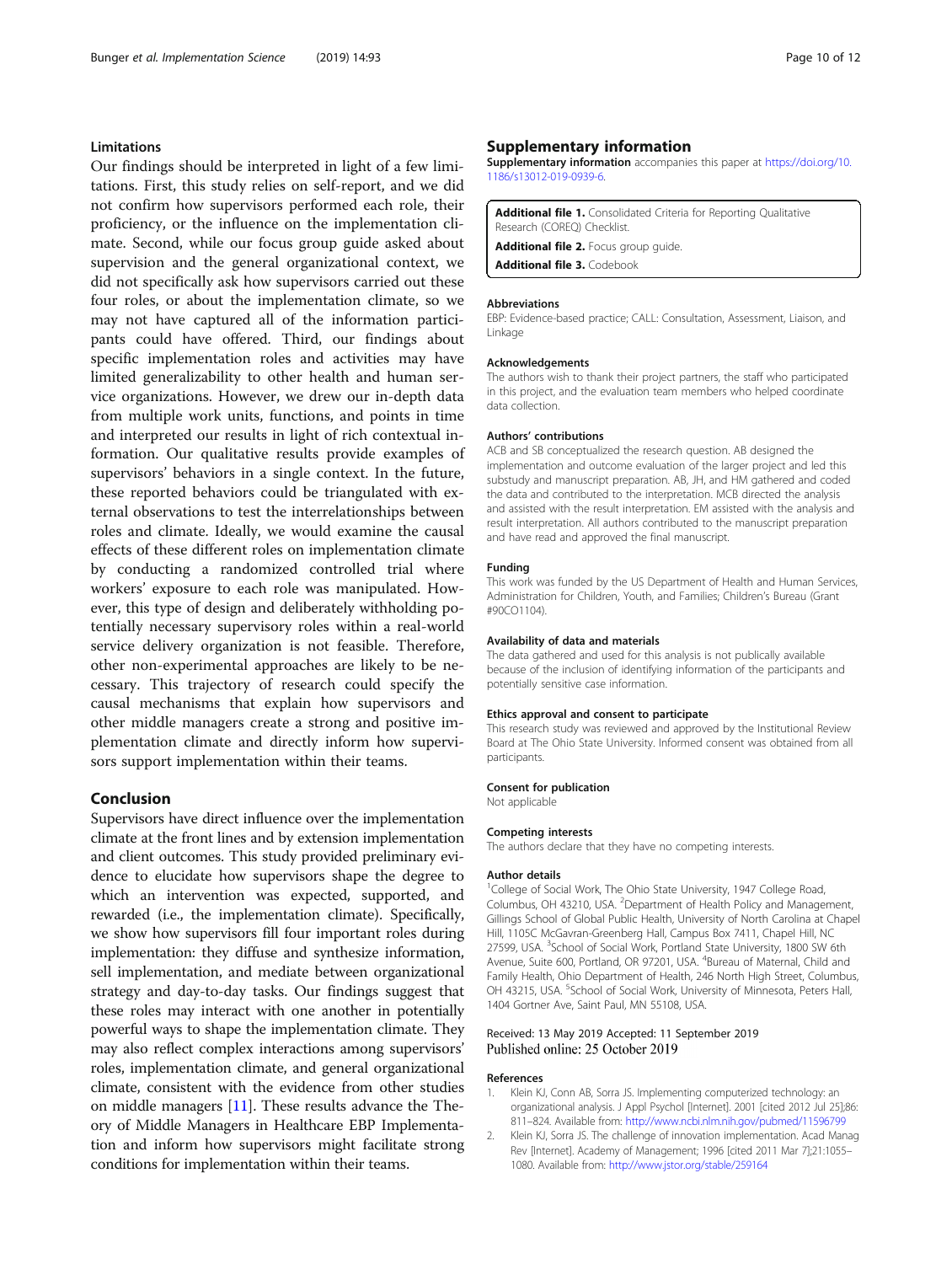### Limitations

Our findings should be interpreted in light of a few limitations. First, this study relies on self-report, and we did not confirm how supervisors performed each role, their proficiency, or the influence on the implementation climate. Second, while our focus group guide asked about supervision and the general organizational context, we did not specifically ask how supervisors carried out these four roles, or about the implementation climate, so we may not have captured all of the information participants could have offered. Third, our findings about specific implementation roles and activities may have limited generalizability to other health and human service organizations. However, we drew our in-depth data from multiple work units, functions, and points in time and interpreted our results in light of rich contextual information. Our qualitative results provide examples of supervisors' behaviors in a single context. In the future, these reported behaviors could be triangulated with external observations to test the interrelationships between roles and climate. Ideally, we would examine the causal effects of these different roles on implementation climate by conducting a randomized controlled trial where workers' exposure to each role was manipulated. However, this type of design and deliberately withholding potentially necessary supervisory roles within a real-world service delivery organization is not feasible. Therefore, other non-experimental approaches are likely to be necessary. This trajectory of research could specify the causal mechanisms that explain how supervisors and other middle managers create a strong and positive implementation climate and directly inform how supervisors support implementation within their teams.

## Conclusion

Supervisors have direct influence over the implementation climate at the front lines and by extension implementation and client outcomes. This study provided preliminary evidence to elucidate how supervisors shape the degree to which an intervention was expected, supported, and rewarded (i.e., the implementation climate). Specifically, we show how supervisors fill four important roles during implementation: they diffuse and synthesize information, sell implementation, and mediate between organizational strategy and day-to-day tasks. Our findings suggest that these roles may interact with one another in potentially powerful ways to shape the implementation climate. They may also reflect complex interactions among supervisors' roles, implementation climate, and general organizational climate, consistent with the evidence from other studies on middle managers [11]. These results advance the Theory of Middle Managers in Healthcare EBP Implementation and inform how supervisors might facilitate strong conditions for implementation within their teams.

## Supplementary information

**Supplementary information** accompanies this paper at https://doi.org/10.1186/s13012-019-0939-6.

**Additional file 1.** Consolidated Criteria for Reporting Qualitative Research (COREQ) Checklist.
**Additional file 2.** Focus group guide.
**Additional file 3.** Codebook

#### Abbreviations

EBP: Evidence-based practice; CALL: Consultation, Assessment, Liaison, and Linkage

#### Acknowledgements

The authors wish to thank their project partners, the staff who participated in this project, and the evaluation team members who helped coordinate data collection.

#### Authors' contributions

ACB and SB conceptualized the research question. AB designed the implementation and outcome evaluation of the larger project and led this substudy and manuscript preparation. AB, JH, and HM gathered and coded the data and contributed to the interpretation. MCB directed the analysis and assisted with the result interpretation. EM assisted with the analysis and result interpretation. All authors contributed to the manuscript preparation and have read and approved the final manuscript.

#### Funding

This work was funded by the US Department of Health and Human Services, Administration for Children, Youth, and Families; Children's Bureau (Grant #90CO1104).

#### Availability of data and materials

The data gathered and used for this analysis is not publically available because of the inclusion of identifying information of the participants and potentially sensitive case information.

#### Ethics approval and consent to participate

This research study was reviewed and approved by the Institutional Review Board at The Ohio State University. Informed consent was obtained from all participants.

#### Consent for publication

Not applicable

#### Competing interests

The authors declare that they have no competing interests.

#### Author details

[1]College of Social Work, The Ohio State University, 1947 College Road, Columbus, OH 43210, USA. [2]Department of Health Policy and Management, Gillings School of Global Public Health, University of North Carolina at Chapel Hill, 1105C McGavran-Greenberg Hall, Campus Box 7411, Chapel Hill, NC 27599, USA. [3]School of Social Work, Portland State University, 1800 SW 6th Avenue, Suite 600, Portland, OR 97201, USA. [4]Bureau of Maternal, Child and Family Health, Ohio Department of Health, 246 North High Street, Columbus, OH 43215, USA. [5]School of Social Work, University of Minnesota, Peters Hall, 1404 Gortner Ave, Saint Paul, MN 55108, USA.

Received: 13 May 2019 Accepted: 11 September 2019
Published online: 25 October 2019

#### References

1. Klein KJ, Conn AB, Sorra JS. Implementing computerized technology: an organizational analysis. J Appl Psychol [Internet]. 2001 [cited 2012 Jul 25];86: 811–824. Available from: http://www.ncbi.nlm.nih.gov/pubmed/11596799
2. Klein KJ, Sorra JS. The challenge of innovation implementation. Acad Manag Rev [Internet]. Academy of Management; 1996 [cited 2011 Mar 7];21:1055–1080. Available from: http://www.jstor.org/stable/259164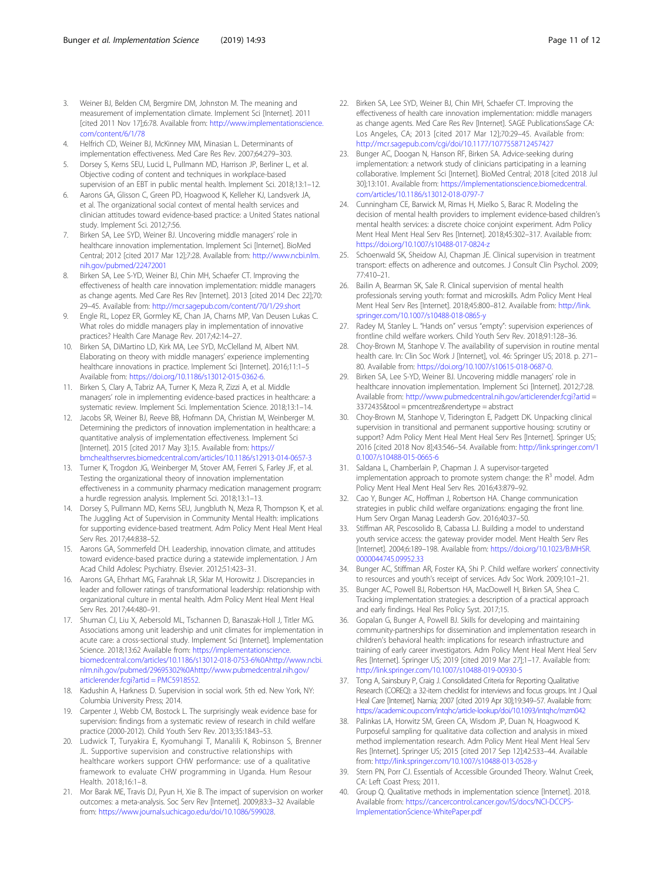3. Weiner BJ, Belden CM, Bergmire DM, Johnston M. The meaning and measurement of implementation climate. Implement Sci [Internet]. 2011 [cited 2011 Nov 17];6:78. Available from: http://www.implementationscience.com/content/6/1/78
4. Helfrich CD, Weiner BJ, McKinney MM, Minasian L. Determinants of implementation effectiveness. Med Care Res Rev. 2007;64:279–303.
5. Dorsey S, Kerns SEU, Lucid L, Pullmann MD, Harrison JP, Berliner L, et al. Objective coding of content and techniques in workplace-based supervision of an EBT in public mental health. Implement Sci. 2018;13:1–12.
6. Aarons GA, Glisson C, Green PD, Hoagwood K, Kelleher KJ, Landsverk JA, et al. The organizational social context of mental health services and clinician attitudes toward evidence-based practice: a United States national study. Implement Sci. 2012;7:56.
7. Birken SA, Lee SYD, Weiner BJ. Uncovering middle managers' role in healthcare innovation implementation. Implement Sci [Internet]. BioMed Central; 2012 [cited 2017 Mar 12];7:28. Available from: http://www.ncbi.nlm.nih.gov/pubmed/22472001
8. Birken SA, Lee S-YD, Weiner BJ, Chin MH, Schaefer CT. Improving the effectiveness of health care innovation implementation: middle managers as change agents. Med Care Res Rev [Internet]. 2013 [cited 2014 Dec 22];70: 29–45. Available from: http://mcr.sagepub.com/content/70/1/29.short
9. Engle RL, Lopez ER, Gormley KE, Chan JA, Charns MP, Van Deusen Lukas C. What roles do middle managers play in implementation of innovative practices? Health Care Manage Rev. 2017;42:14–27.
10. Birken SA, DiMartino LD, Kirk MA, Lee SYD, McClelland M, Albert NM. Elaborating on theory with middle managers' experience implementing healthcare innovations in practice. Implement Sci. 2016;11:1–5 Available from: https://doi.org/10.1186/s13012-015-0362-6.
11. Birken S, Clary A, Tabriz AA, Turner K, Meza R, Zizzi A, et al. Middle managers' role in implementing evidence-based practices in healthcare: a systematic review. Implement Sci. Implementation Science. 2018;13:1–14.
12. Jacobs SR, Weiner BJ, Reeve BB, Hofmann DA, Christian M, Weinberger M. Determining the predictors of innovation implementation in healthcare: a quantitative analysis of implementation effectiveness. Implement Sci [Internet]. 2015 [cited 2017 May 3];15. Available from: https://bmchealthservres.biomedcentral.com/articles/10.1186/s12913-014-0657-3
13. Turner K, Trogdon JG, Weinberger M, Stover AM, Ferreri S, Farley JF, et al. Testing the organizational theory of innovation implementation effectiveness in a community pharmacy medication management program: a hurdle regression analysis. Implement Sci. 2018;13:1–13.
14. Dorsey S, Pullmann MD, Kerns SEU, Jungbluth N, Meza R, Thompson K, et al. The Juggling Act of Supervision in Community Mental Health: implications for supporting evidence-based treatment. Adm Policy Ment Heal Ment Heal Serv Res. 2017;44:838–52.
15. Aarons GA, Sommerfeld DH. Leadership, innovation climate, and attitudes toward evidence-based practice during a statewide implementation. J Am Acad Child Adolesc Psychiatry. Elsevier. 2012;51:423–31.
16. Aarons GA, Ehrhart MG, Farahnak LR, Sklar M, Horowitz J. Discrepancies in leader and follower ratings of transformational leadership: relationship with organizational culture in mental health. Adm Policy Ment Heal Ment Heal Serv Res. 2017;44:480–91.
17. Shuman CJ, Liu X, Aebersold ML, Tschannen D, Banaszak-Holl J, Titler MG. Associations among unit leadership and unit climates for implementation in acute care: a cross-sectional study. Implement Sci [Internet]. Implementation Science. 2018;13:62 Available from: https://implementationscience.biomedcentral.com/articles/10.1186/s13012-018-0753-6%0Ahttp://www.ncbi.nlm.nih.gov/pubmed/29695302%0Ahttp://www.pubmedcentral.nih.gov/articlerender.fcgi?artid = PMC5918552.
18. Kadushin A, Harkness D. Supervision in social work. 5th ed. New York, NY: Columbia University Press; 2014.
19. Carpenter J, Webb CM, Bostock L. The surprisingly weak evidence base for supervision: findings from a systematic review of research in child welfare practice (2000-2012). Child Youth Serv Rev. 2013;35:1843–53.
20. Ludwick T, Turyakira E, Kyomuhangi T, Manalili K, Robinson S, Brenner JL. Supportive supervision and constructive relationships with healthcare workers support CHW performance: use of a qualitative framework to evaluate CHW programming in Uganda. Hum Resour Health. 2018;16:1–8.
21. Mor Barak ME, Travis DJ, Pyun H, Xie B. The impact of supervision on worker outcomes: a meta-analysis. Soc Serv Rev [Internet]. 2009;83:3–32 Available from: https://www.journals.uchicago.edu/doi/10.1086/599028.
22. Birken SA, Lee SYD, Weiner BJ, Chin MH, Schaefer CT. Improving the effectiveness of health care innovation implementation: middle managers as change agents. Med Care Res Rev [Internet]. SAGE PublicationsSage CA: Los Angeles, CA; 2013 [cited 2017 Mar 12];70:29–45. Available from: http://mcr.sagepub.com/cgi/doi/10.1177/1077558712457427
23. Bunger AC, Doogan N, Hanson RF, Birken SA. Advice-seeking during implementation: a network study of clinicians participating in a learning collaborative. Implement Sci [Internet]. BioMed Central; 2018 [cited 2018 Jul 30];13:101. Available from: https://implementationscience.biomedcentral.com/articles/10.1186/s13012-018-0797-7
24. Cunningham CE, Barwick M, Rimas H, Mielko S, Barac R. Modeling the decision of mental health providers to implement evidence-based children's mental health services: a discrete choice conjoint experiment. Adm Policy Ment Heal Ment Heal Serv Res [Internet]. 2018;45:302–317. Available from: https://doi.org/10.1007/s10488-017-0824-z
25. Schoenwald SK, Sheidow AJ, Chapman JE. Clinical supervision in treatment transport: effects on adherence and outcomes. J Consult Clin Psychol. 2009; 77:410–21.
26. Bailin A, Bearman SK, Sale R. Clinical supervision of mental health professionals serving youth: format and microskills. Adm Policy Ment Heal Ment Heal Serv Res [Internet]. 2018;45:800–812. Available from: http://link.springer.com/10.1007/s10488-018-0865-y
27. Radey M, Stanley L. "Hands on" versus "empty": supervision experiences of frontline child welfare workers. Child Youth Serv Rev. 2018;91:128–36.
28. Choy-Brown M, Stanhope V. The availability of supervision in routine mental health care. In: Clin Soc Work J [Internet], vol. 46: Springer US; 2018. p. 271–80. Available from: https://doi.org/10.1007/s10615-018-0687-0.
29. Birken SA, Lee S-YD, Weiner BJ. Uncovering middle managers' role in healthcare innovation implementation. Implement Sci [Internet]. 2012;7:28. Available from: http://www.pubmedcentral.nih.gov/articlerender.fcgi?artid = 3372435&tool = pmcentrez&rendertype = abstract
30. Choy-Brown M, Stanhope V, Tiderington E, Padgett DK. Unpacking clinical supervision in transitional and permanent supportive housing: scrutiny or support? Adm Policy Ment Heal Ment Heal Serv Res [Internet]. Springer US; 2016 [cited 2018 Nov 8];43:546–54. Available from: http://link.springer.com/10.1007/s10488-015-0665-6
31. Saldana L, Chamberlain P, Chapman J. A supervisor-targeted implementation approach to promote system change: the $R^3$ model. Adm Policy Ment Heal Ment Heal Serv Res. 2016;43:879–92.
32. Cao Y, Bunger AC, Hoffman J, Robertson HA. Change communication strategies in public child welfare organizations: engaging the front line. Hum Serv Organ Manag Leadersh Gov. 2016;40:37–50.
33. Stiffman AR, Pescosolido B, Cabassa LJ. Building a model to understand youth service access: the gateway provider model. Ment Health Serv Res [Internet]. 2004;6:189–198. Available from: https://doi.org/10.1023/B:MHSR.0000044745.09952.33
34. Bunger AC, Stiffman AR, Foster KA, Shi P. Child welfare workers' connectivity to resources and youth's receipt of services. Adv Soc Work. 2009;10:1–21.
35. Bunger AC, Powell BJ, Robertson HA, MacDowell H, Birken SA, Shea C. Tracking implementation strategies: a description of a practical approach and early findings. Heal Res Policy Syst. 2017;15.
36. Gopalan G, Bunger A, Powell BJ. Skills for developing and maintaining community-partnerships for dissemination and implementation research in children's behavioral health: implications for research infrastructure and training of early career investigators. Adm Policy Ment Heal Ment Heal Serv Res [Internet]. Springer US; 2019 [cited 2019 Mar 27];1–17. Available from: http://link.springer.com/10.1007/s10488-019-00930-5
37. Tong A, Sainsbury P, Craig J. Consolidated Criteria for Reporting Qualitative Research (COREQ): a 32-item checklist for interviews and focus groups. Int J Qual Heal Care [Internet]. Narnia; 2007 [cited 2019 Apr 30];19:349–57. Available from: https://academic.oup.com/intqhc/article-lookup/doi/10.1093/intqhc/mzm042
38. Palinkas LA, Horwitz SM, Green CA, Wisdom JP, Duan N, Hoagwood K. Purposeful sampling for qualitative data collection and analysis in mixed method implementation research. Adm Policy Ment Heal Ment Heal Serv Res [Internet]. Springer US; 2015 [cited 2017 Sep 12];42:533–44. Available from: http://link.springer.com/10.1007/s10488-013-0528-y
39. Stern PN, Porr CJ. Essentials of Accessible Grounded Theory. Walnut Creek, CA: Left Coast Press; 2011.
40. Group Q. Qualitative methods in implementation science [Internet]. 2018. Available from: https://cancercontrol.cancer.gov/IS/docs/NCI-DCCPS-ImplementationScience-WhitePaper.pdf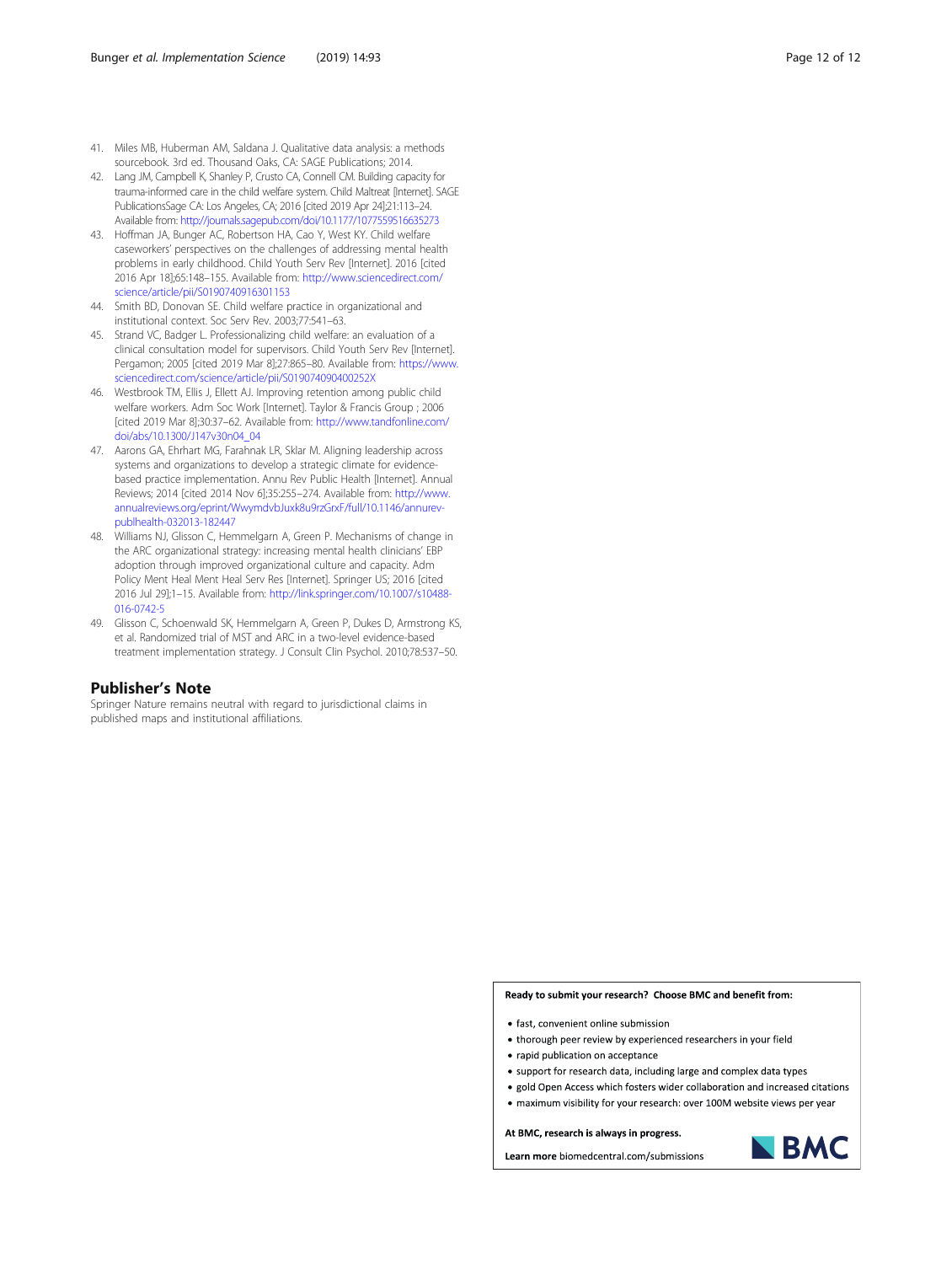41. Miles MB, Huberman AM, Saldana J. Qualitative data analysis: a methods sourcebook. 3rd ed. Thousand Oaks, CA: SAGE Publications; 2014.
42. Lang JM, Campbell K, Shanley P, Crusto CA, Connell CM. Building capacity for trauma-informed care in the child welfare system. Child Maltreat [Internet]. SAGE PublicationsSage CA: Los Angeles, CA; 2016 [cited 2019 Apr 24];21:113–24. Available from: http://journals.sagepub.com/doi/10.1177/1077559516635273
43. Hoffman JA, Bunger AC, Robertson HA, Cao Y, West KY. Child welfare caseworkers' perspectives on the challenges of addressing mental health problems in early childhood. Child Youth Serv Rev [Internet]. 2016 [cited 2016 Apr 18];65:148–155. Available from: http://www.sciencedirect.com/science/article/pii/S0190740916301153
44. Smith BD, Donovan SE. Child welfare practice in organizational and institutional context. Soc Serv Rev. 2003;77:541–63.
45. Strand VC, Badger L. Professionalizing child welfare: an evaluation of a clinical consultation model for supervisors. Child Youth Serv Rev [Internet]. Pergamon; 2005 [cited 2019 Mar 8];27:865–80. Available from: https://www.sciencedirect.com/science/article/pii/S019074090400252X
46. Westbrook TM, Ellis J, Ellett AJ. Improving retention among public child welfare workers. Adm Soc Work [Internet]. Taylor & Francis Group ; 2006 [cited 2019 Mar 8];30:37–62. Available from: http://www.tandfonline.com/doi/abs/10.1300/J147v30n04_04
47. Aarons GA, Ehrhart MG, Farahnak LR, Sklar M. Aligning leadership across systems and organizations to develop a strategic climate for evidence-based practice implementation. Annu Rev Public Health [Internet]. Annual Reviews; 2014 [cited 2014 Nov 6];35:255–274. Available from: http://www.annualreviews.org/eprint/WwymdvbJuxk8u9rzGrxF/full/10.1146/annurev-publhealth-032013-182447
48. Williams NJ, Glisson C, Hemmelgarn A, Green P. Mechanisms of change in the ARC organizational strategy: increasing mental health clinicians' EBP adoption through improved organizational culture and capacity. Adm Policy Ment Heal Ment Heal Serv Res [Internet]. Springer US; 2016 [cited 2016 Jul 29];1–15. Available from: http://link.springer.com/10.1007/s10488-016-0742-5
49. Glisson C, Schoenwald SK, Hemmelgarn A, Green P, Dukes D, Armstrong KS, et al. Randomized trial of MST and ARC in a two-level evidence-based treatment implementation strategy. J Consult Clin Psychol. 2010;78:537–50.

## Publisher's Note

Springer Nature remains neutral with regard to jurisdictional claims in published maps and institutional affiliations.

**Ready to submit your research? Choose BMC and benefit from:**

- fast, convenient online submission
- thorough peer review by experienced researchers in your field
- rapid publication on acceptance
- support for research data, including large and complex data types
- gold Open Access which fosters wider collaboration and increased citations
- maximum visibility for your research: over 100M website views per year

**At BMC, research is always in progress.**

**Learn more** biomedcentral.com/submissions

BMC